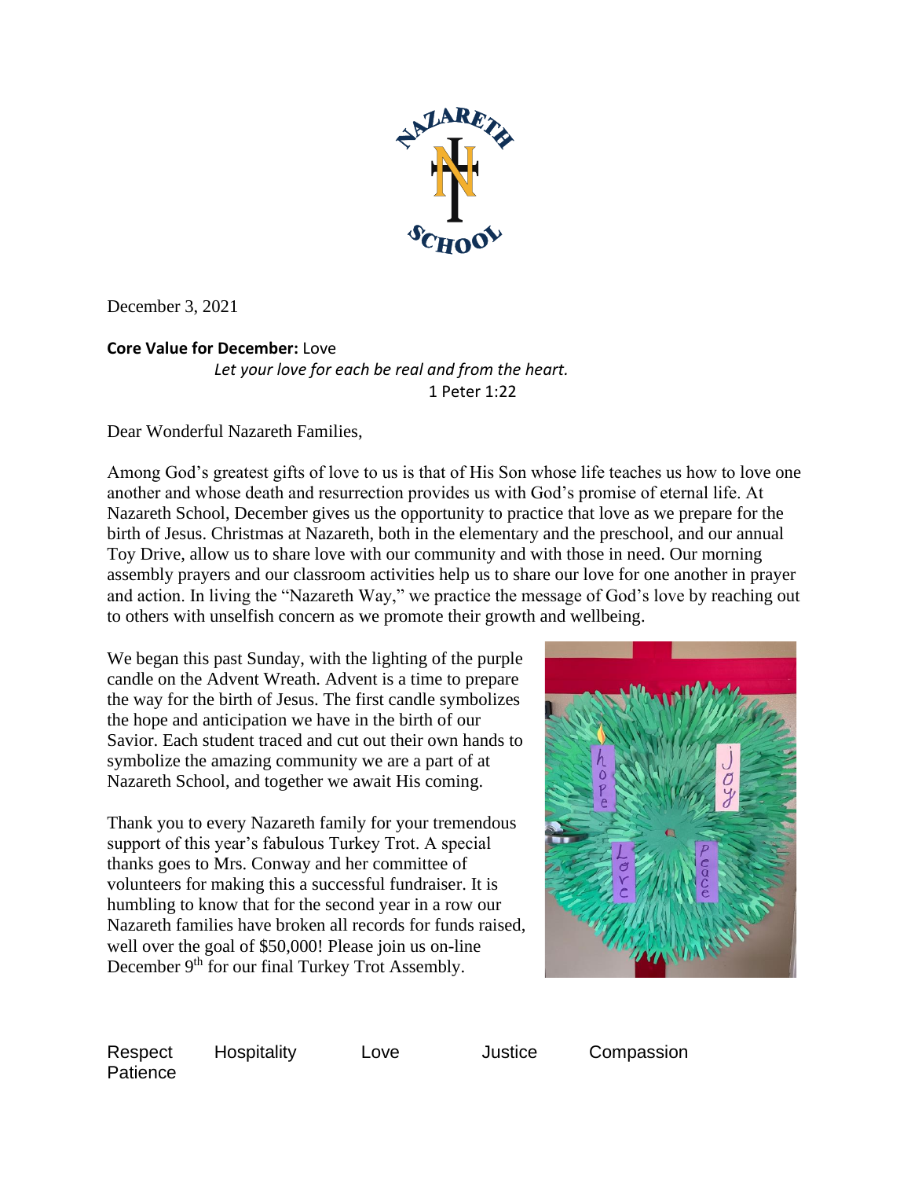December 3, 2021

**Core Value for December:** Love

*Let your love for each be real and from the heart.*

1 Peter 1:22

Dear Wonderful Nazareth Families,

Among God's greatest gifts of love to us is that of His Son whose life teaches us how to love one another and whose death and resurrection provides us with God's promise of eternal life. At Nazareth School, December gives us the opportunity to practice that love as we prepare for the birth of Jesus. Christmas at Nazareth, both in the elementary and the preschool, and our annual Toy Drive, allow us to share love with our community and with those in need. Our morning assembly prayers and our classroom activities help us to share our love for one another in prayer and action. In living the "Nazareth Way," we practice the message of God's love by reaching out to others with unselfish concern as we promote their growth and wellbeing.

We began this past Sunday, with the lighting of the purple candle on the Advent Wreath. Advent is a time to prepare the way for the birth of Jesus. The first candle symbolizes the hope and anticipation we have in the birth of our Savior. Each student traced and cut out their own hands to symbolize the amazing community we are a part of at Nazareth School, and together we await His coming.

Thank you to every Nazareth family for your tremendous support of this year's fabulous Turkey Trot. A special thanks goes to Mrs. Conway and her committee of volunteers for making this a successful fundraiser. It is humbling to know that for the second year in a row our Nazareth families have broken all records for funds raised, well over the goal of $50,000! Please join us on-line December 9th for our final Turkey Trot Assembly.

Respect Hospitality Love Justice Compassion Patience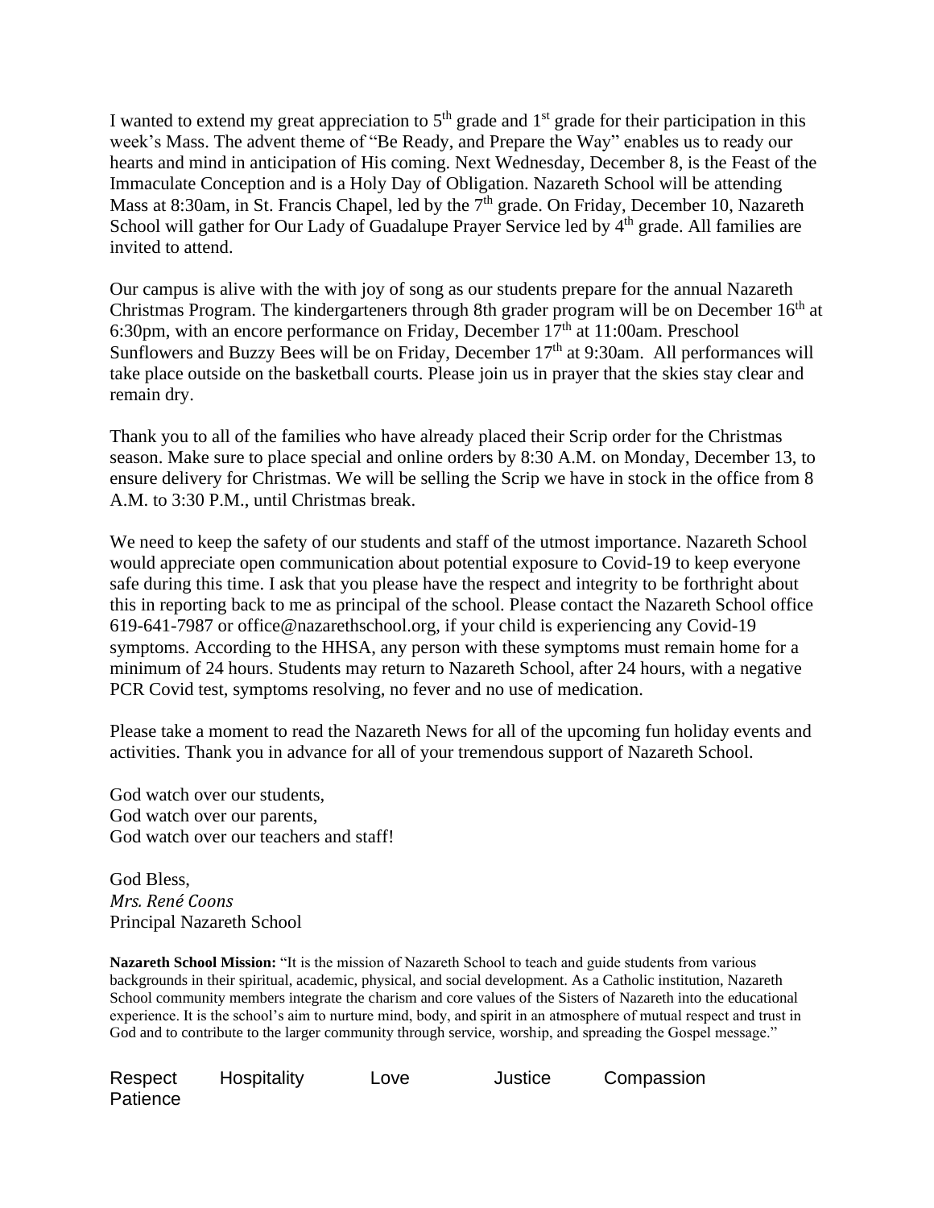I wanted to extend my great appreciation to 5th grade and 1st grade for their participation in this week's Mass. The advent theme of "Be Ready, and Prepare the Way" enables us to ready our hearts and mind in anticipation of His coming. Next Wednesday, December 8, is the Feast of the Immaculate Conception and is a Holy Day of Obligation. Nazareth School will be attending Mass at 8:30am, in St. Francis Chapel, led by the 7th grade. On Friday, December 10, Nazareth School will gather for Our Lady of Guadalupe Prayer Service led by 4th grade. All families are invited to attend.

Our campus is alive with the with joy of song as our students prepare for the annual Nazareth Christmas Program. The kindergarteners through 8th grader program will be on December 16th at 6:30pm, with an encore performance on Friday, December 17th at 11:00am. Preschool Sunflowers and Buzzy Bees will be on Friday, December 17th at 9:30am. All performances will take place outside on the basketball courts. Please join us in prayer that the skies stay clear and remain dry.

Thank you to all of the families who have already placed their Scrip order for the Christmas season. Make sure to place special and online orders by 8:30 A.M. on Monday, December 13, to ensure delivery for Christmas. We will be selling the Scrip we have in stock in the office from 8 A.M. to 3:30 P.M., until Christmas break.

We need to keep the safety of our students and staff of the utmost importance. Nazareth School would appreciate open communication about potential exposure to Covid-19 to keep everyone safe during this time. I ask that you please have the respect and integrity to be forthright about this in reporting back to me as principal of the school. Please contact the Nazareth School office 619-641-7987 or office@nazarethschool.org, if your child is experiencing any Covid-19 symptoms. According to the HHSA, any person with these symptoms must remain home for a minimum of 24 hours. Students may return to Nazareth School, after 24 hours, with a negative PCR Covid test, symptoms resolving, no fever and no use of medication.

Please take a moment to read the Nazareth News for all of the upcoming fun holiday events and activities. Thank you in advance for all of your tremendous support of Nazareth School.

God watch over our students,
God watch over our parents,
God watch over our teachers and staff!

God Bless,
*Mrs. René Coons*
Principal Nazareth School

**Nazareth School Mission:** "It is the mission of Nazareth School to teach and guide students from various backgrounds in their spiritual, academic, physical, and social development. As a Catholic institution, Nazareth School community members integrate the charism and core values of the Sisters of Nazareth into the educational experience. It is the school's aim to nurture mind, body, and spirit in an atmosphere of mutual respect and trust in God and to contribute to the larger community through service, worship, and spreading the Gospel message."

Respect Hospitality Love Justice Compassion Patience